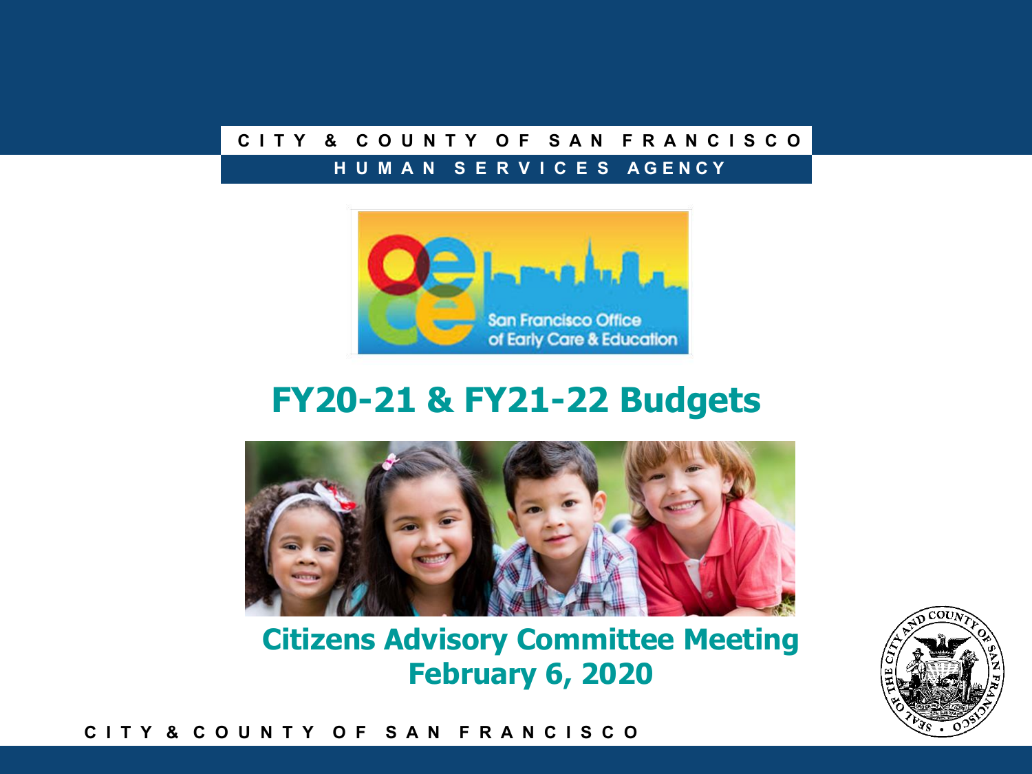CITY & COUNTY OF SAN FRANCISCO

HUMAN SERVICES AGENCY

San Francisco Office of Early Care & Education

# FY20-21 & FY21-22 Budgets

## Citizens Advisory Committee Meeting
## February 6, 2020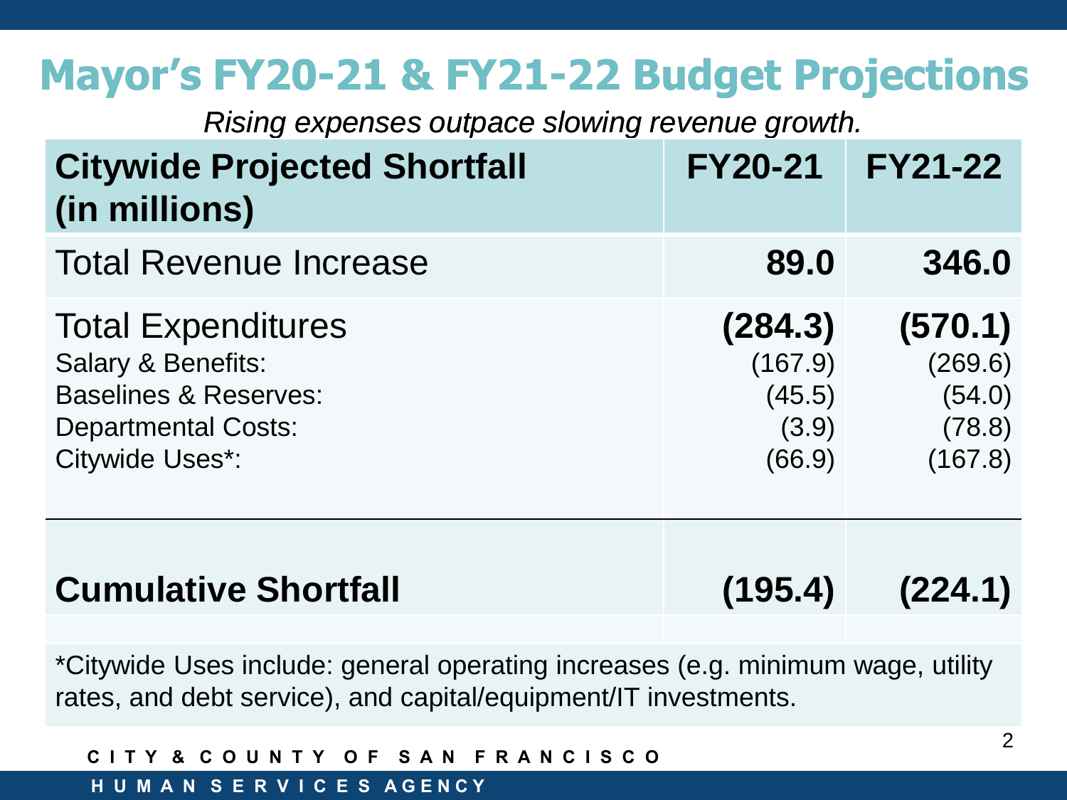# Mayor's FY20-21 & FY21-22 Budget Projections

*Rising expenses outpace slowing revenue growth.*

| **Citywide Projected Shortfall (in millions)** | **FY20-21** | **FY21-22** |
| --- | --- | --- |
| Total Revenue Increase | **89.0** | **346.0** |
| Total Expenditures | **(284.3)** | **(570.1)** |
| Salary & Benefits: | (167.9) | (269.6) |
| Baselines & Reserves: | (45.5) | (54.0) |
| Departmental Costs: | (3.9) | (78.8) |
| Citywide Uses*: | (66.9) | (167.8) |
| **Cumulative Shortfall** | **(195.4)** | **(224.1)** |

*Citywide Uses include: general operating increases (e.g. minimum wage, utility rates, and debt service), and capital/equipment/IT investments.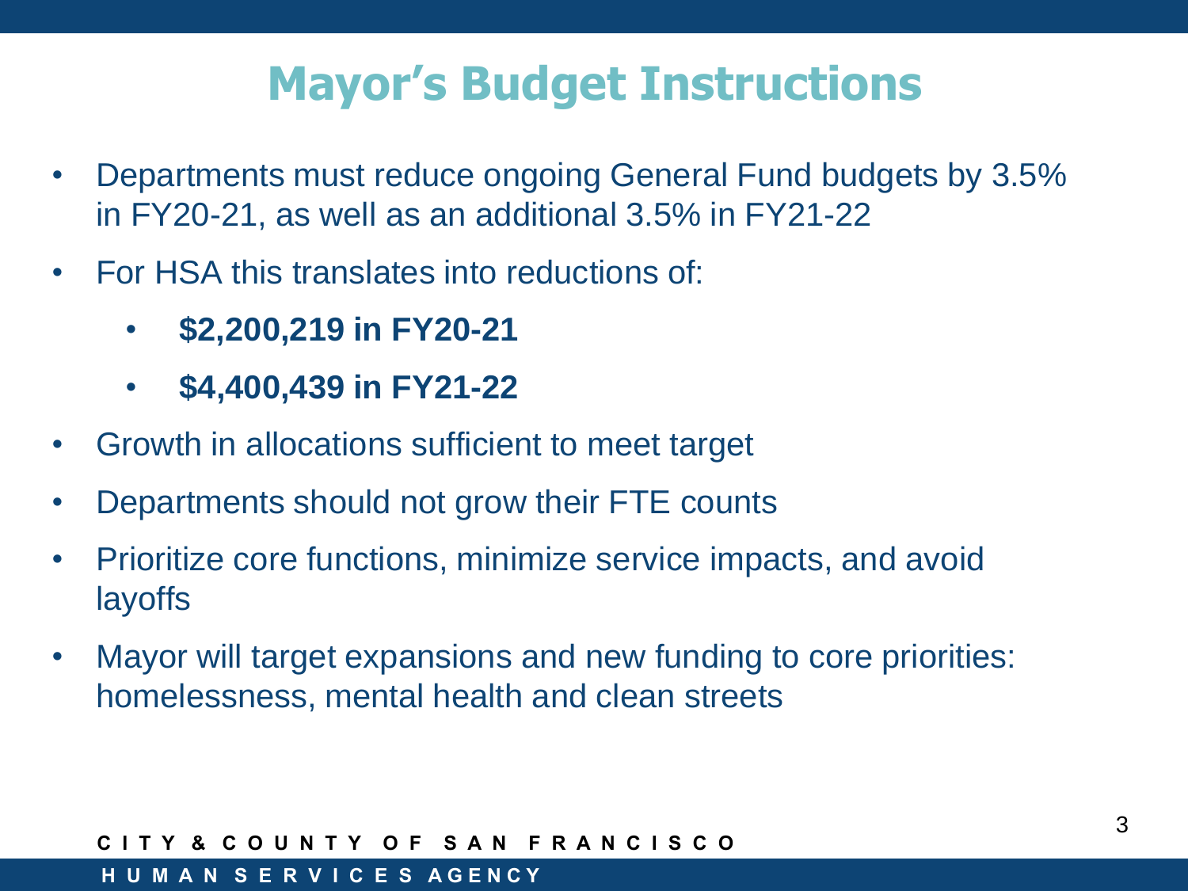# Mayor's Budget Instructions

- Departments must reduce ongoing General Fund budgets by 3.5% in FY20-21, as well as an additional 3.5% in FY21-22
- For HSA this translates into reductions of:
  - **$2,200,219 in FY20-21**
  - **$4,400,439 in FY21-22**
- Growth in allocations sufficient to meet target
- Departments should not grow their FTE counts
- Prioritize core functions, minimize service impacts, and avoid layoffs
- Mayor will target expansions and new funding to core priorities: homelessness, mental health and clean streets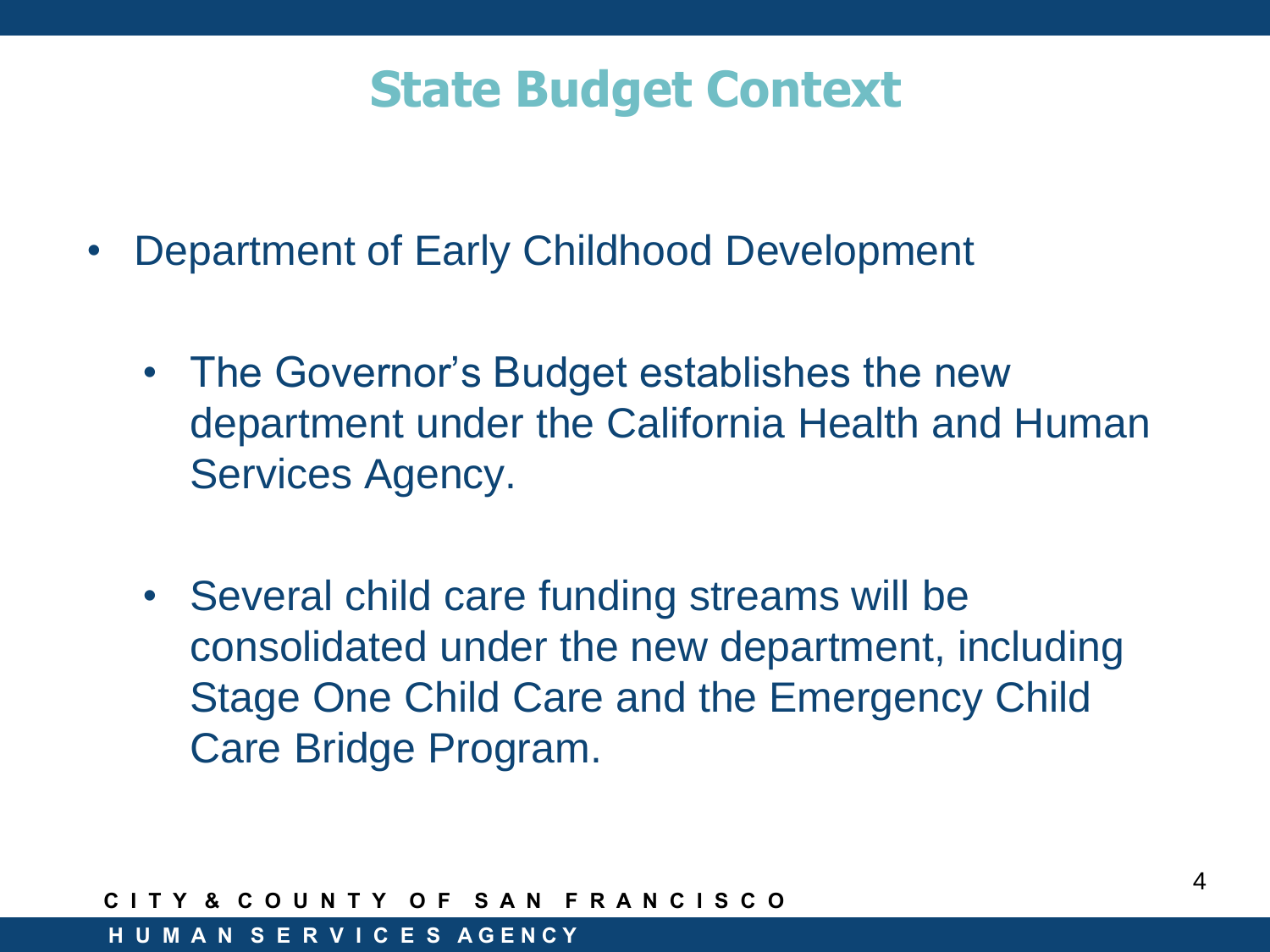# State Budget Context

- Department of Early Childhood Development
  - The Governor's Budget establishes the new department under the California Health and Human Services Agency.
  - Several child care funding streams will be consolidated under the new department, including Stage One Child Care and the Emergency Child Care Bridge Program.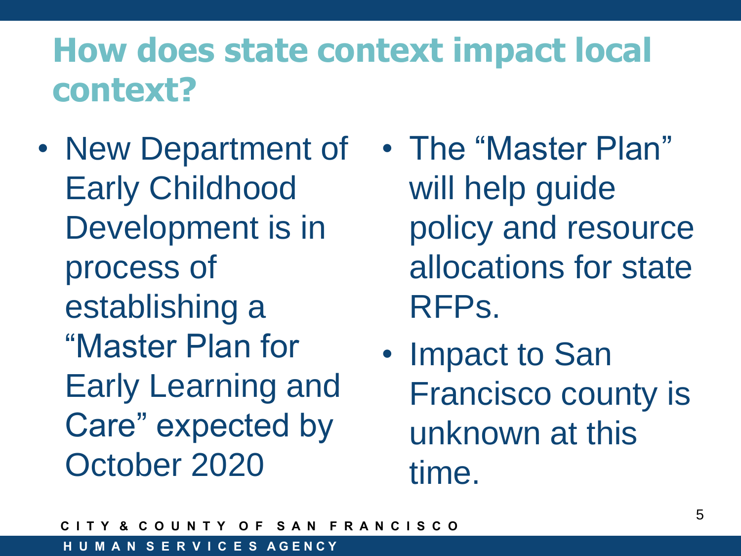# How does state context impact local context?

- New Department of Early Childhood Development is in process of establishing a "Master Plan for Early Learning and Care" expected by October 2020
- The "Master Plan" will help guide policy and resource allocations for state RFPs.
- Impact to San Francisco county is unknown at this time.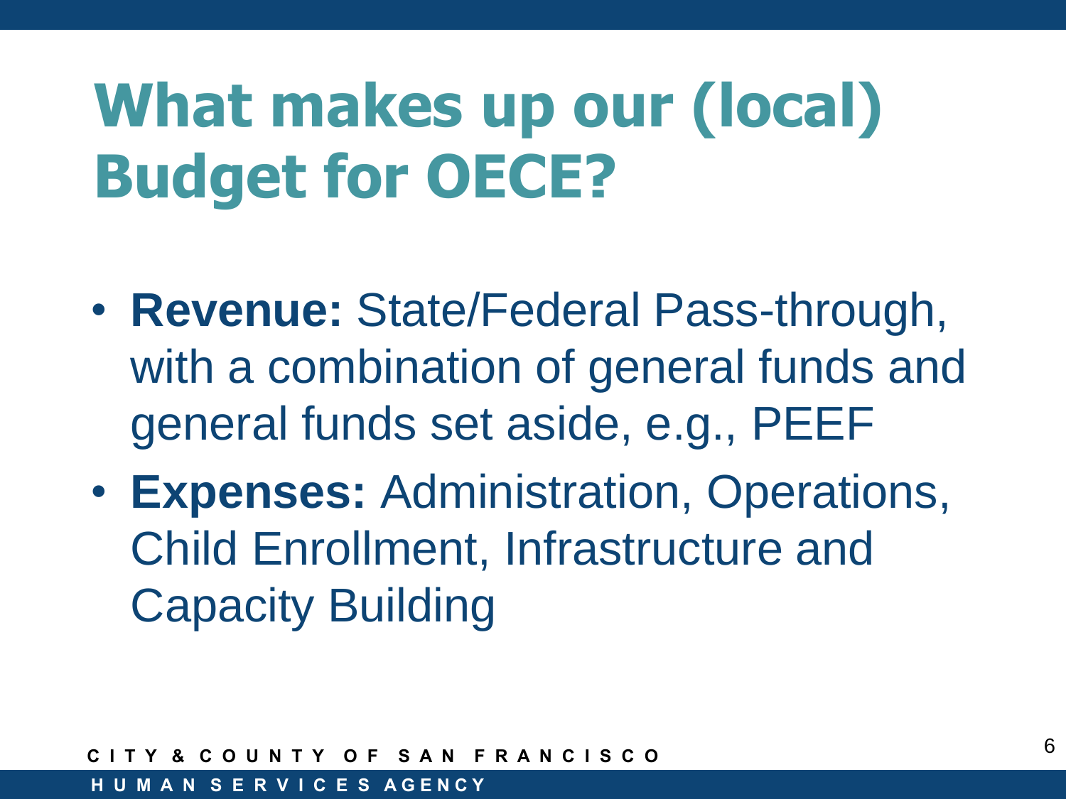# What makes up our (local) Budget for OECE?

- **Revenue:** State/Federal Pass-through, with a combination of general funds and general funds set aside, e.g., PEEF
- **Expenses:** Administration, Operations, Child Enrollment, Infrastructure and Capacity Building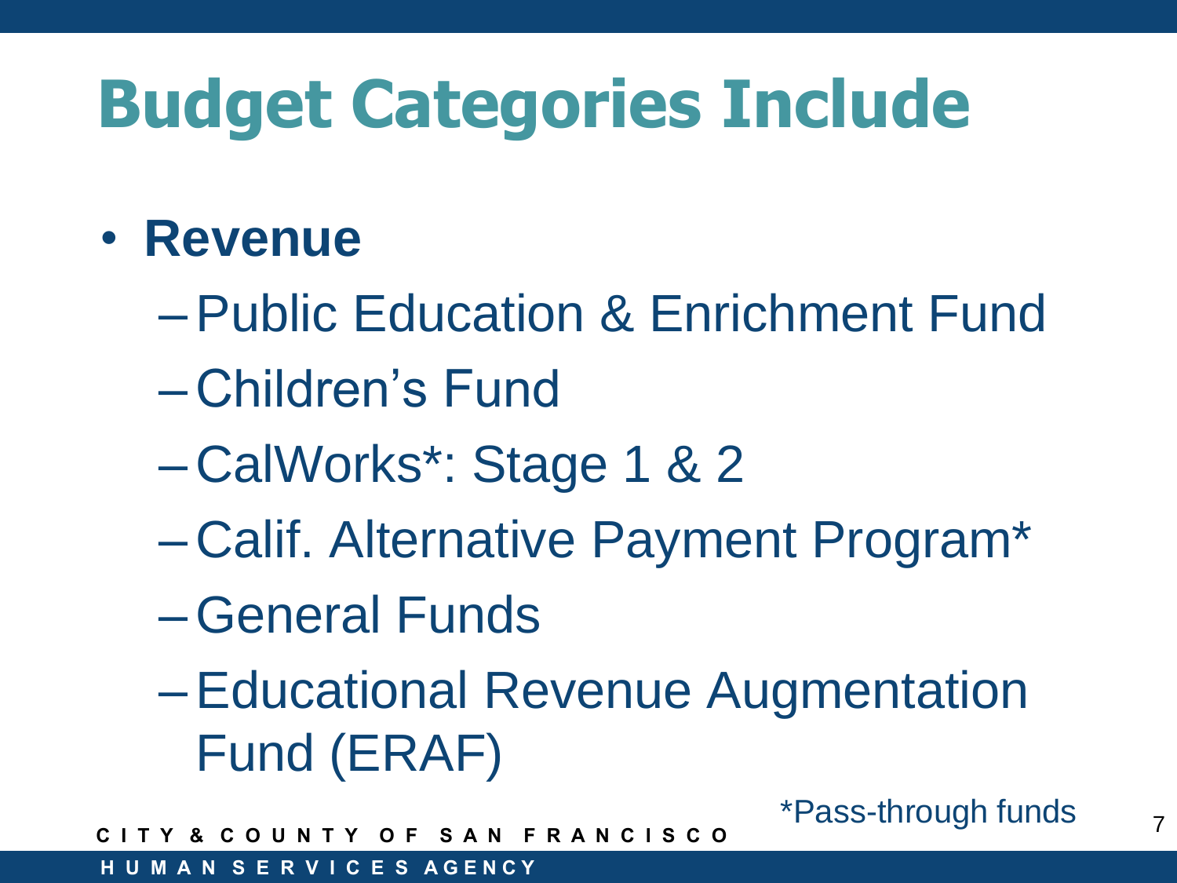# Budget Categories Include

- **Revenue**
  - Public Education & Enrichment Fund
  - Children's Fund
  - CalWorks*: Stage 1 & 2
  - Calif. Alternative Payment Program*
  - General Funds
  - Educational Revenue Augmentation Fund (ERAF)

*Pass-through funds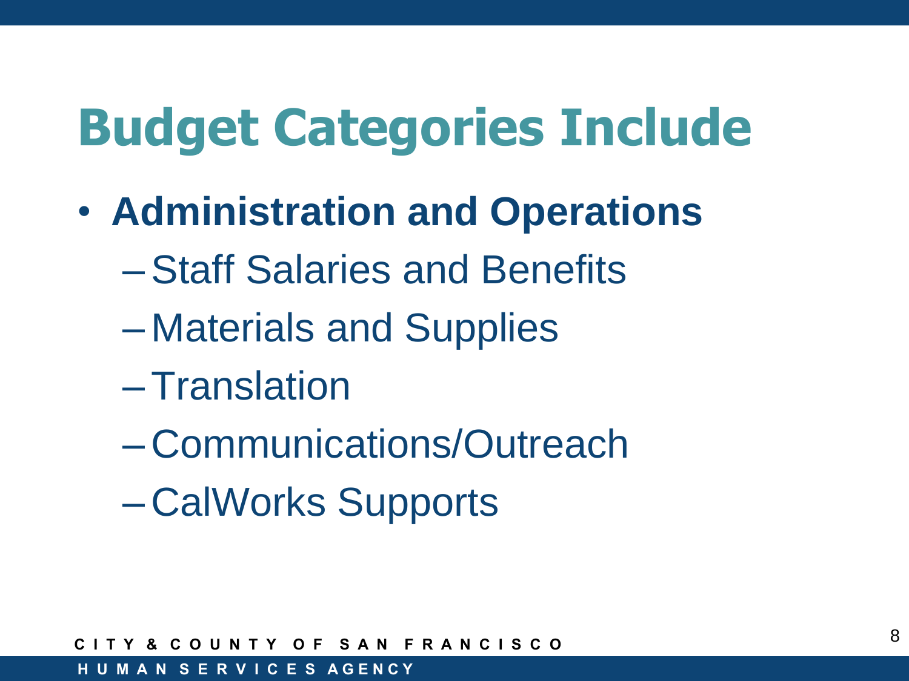# Budget Categories Include

- **Administration and Operations**
  - Staff Salaries and Benefits
  - Materials and Supplies
  - Translation
  - Communications/Outreach
  - CalWorks Supports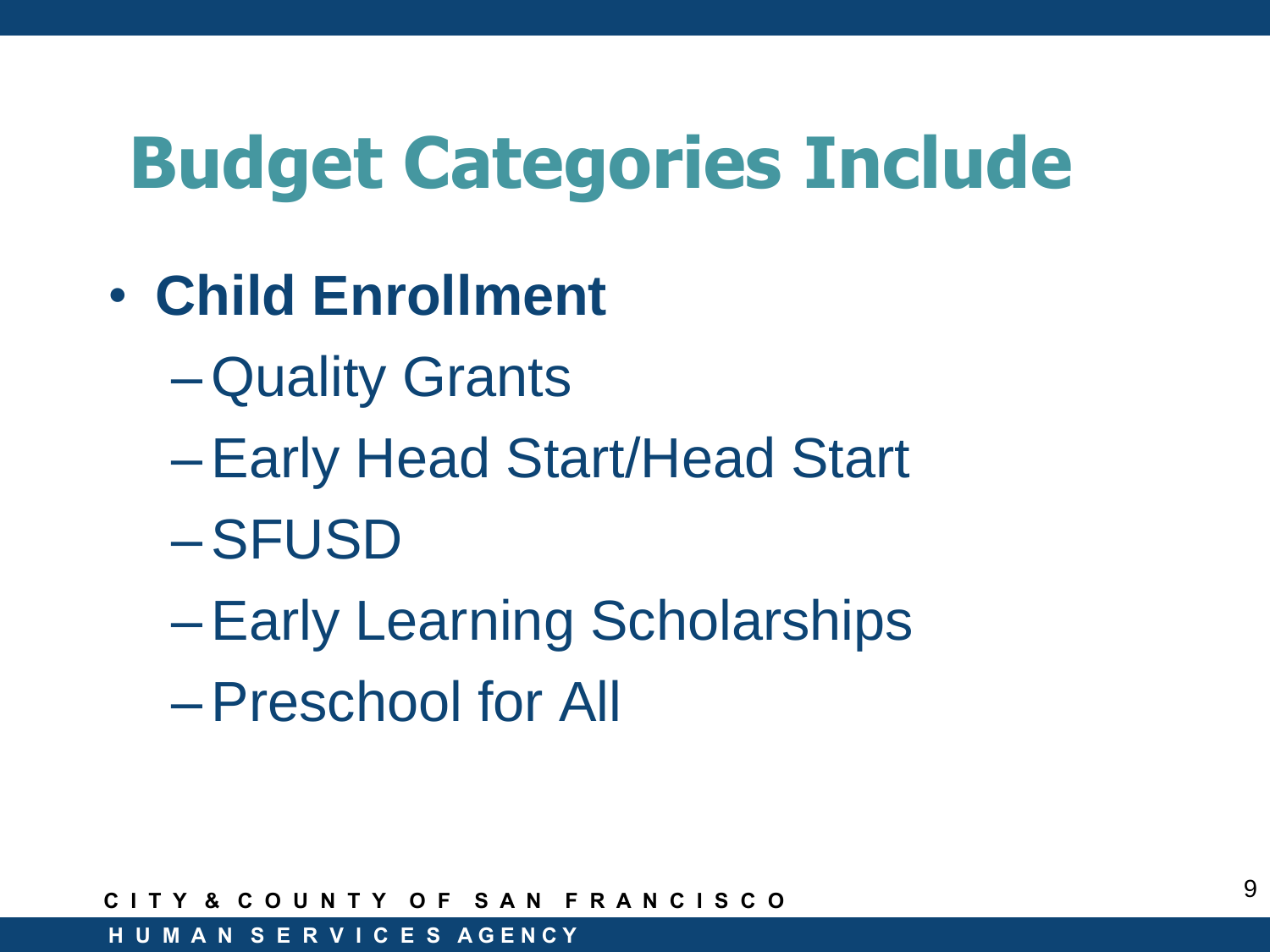# Budget Categories Include

- **Child Enrollment**
  - Quality Grants
  - Early Head Start/Head Start
  - SFUSD
  - Early Learning Scholarships
  - Preschool for All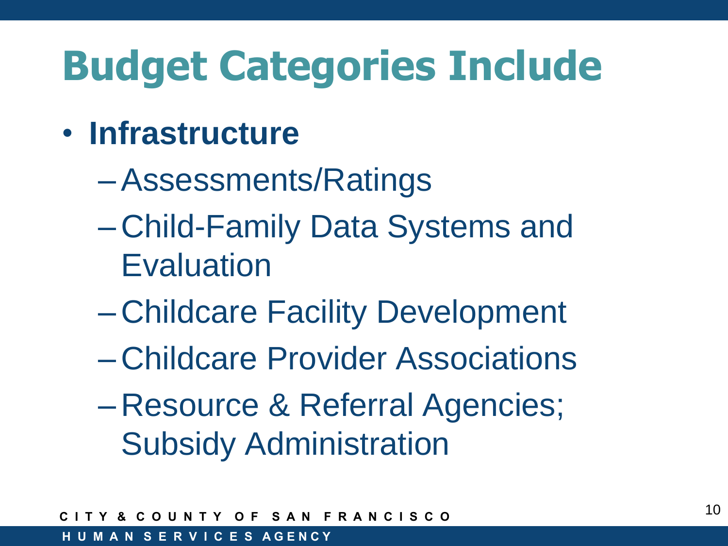# Budget Categories Include

- **Infrastructure**
  - Assessments/Ratings
  - Child-Family Data Systems and Evaluation
  - Childcare Facility Development
  - Childcare Provider Associations
  - Resource & Referral Agencies; Subsidy Administration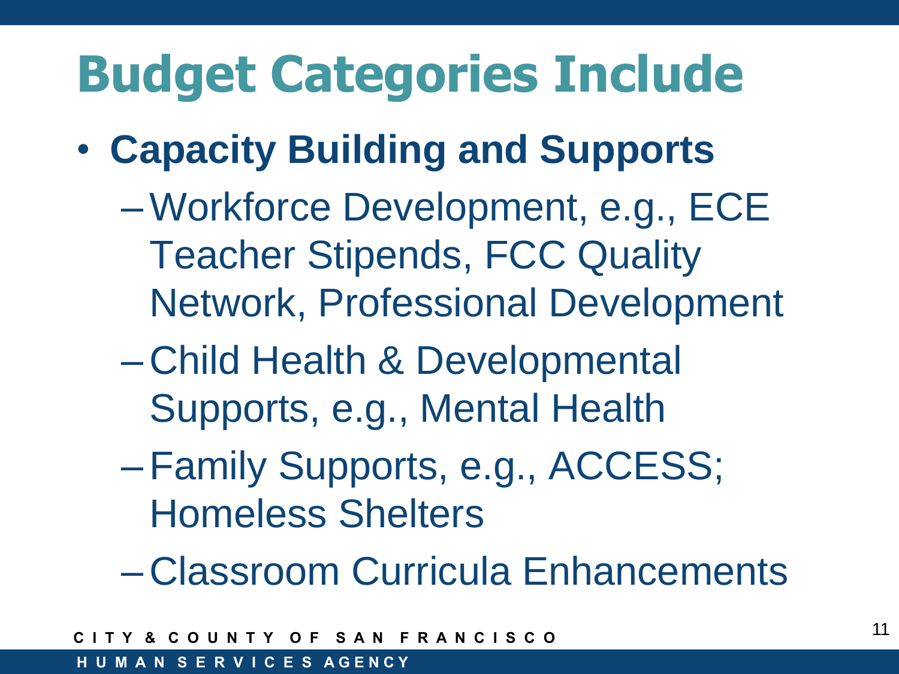# Budget Categories Include

- **Capacity Building and Supports**
  - Workforce Development, e.g., ECE Teacher Stipends, FCC Quality Network, Professional Development
  - Child Health & Developmental Supports, e.g., Mental Health
  - Family Supports, e.g., ACCESS; Homeless Shelters
  - Classroom Curricula Enhancements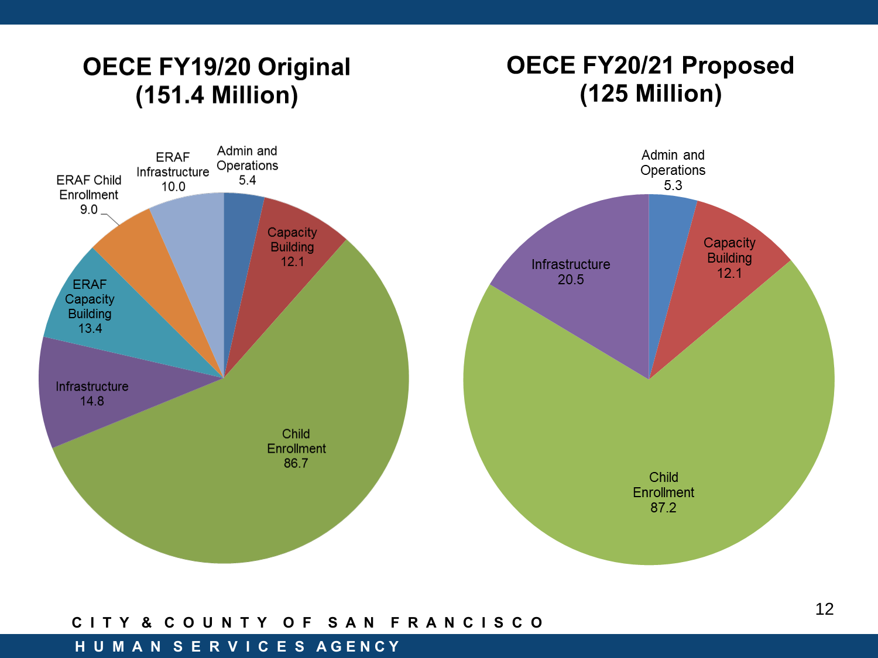## OECE FY19/20 Original (151.4 Million)

| Category | Amount |
|---|---|
| Admin and Operations | 5.4 |
| Capacity Building | 12.1 |
| Child Enrollment | 86.7 |
| Infrastructure | 14.8 |
| ERAF Capacity Building | 13.4 |
| ERAF Child Enrollment | 9.0 |
| ERAF Infrastructure | 10.0 |

## OECE FY20/21 Proposed (125 Million)

| Category | Amount |
|---|---|
| Admin and Operations | 5.3 |
| Capacity Building | 12.1 |
| Child Enrollment | 87.2 |
| Infrastructure | 20.5 |

CITY & COUNTY OF SAN FRANCISCO

HUMAN SERVICES AGENCY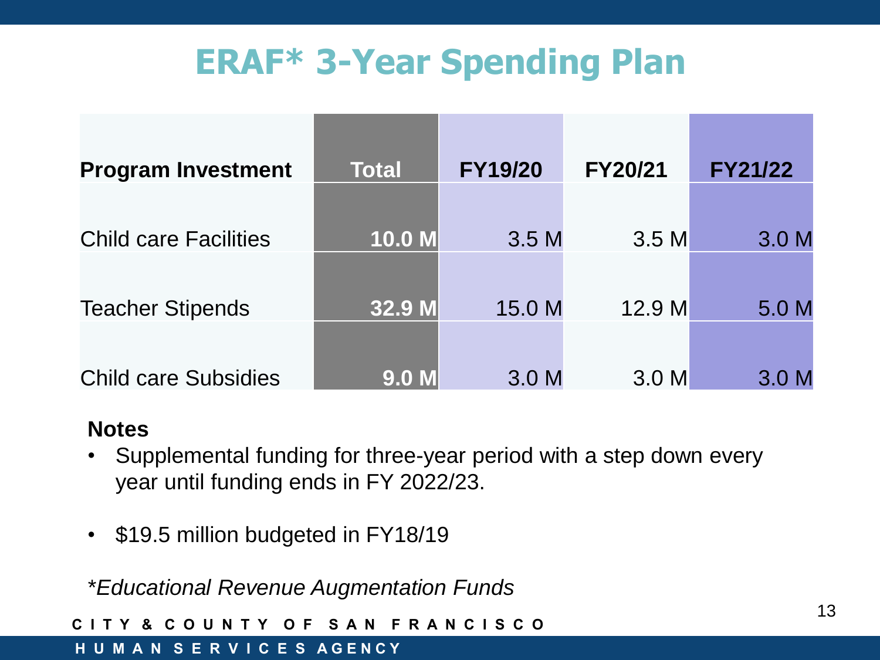# ERAF* 3-Year Spending Plan

| Program Investment | Total | FY19/20 | FY20/21 | FY21/22 |
|---|---|---|---|---|
| Child care Facilities | **10.0 M** | 3.5 M | 3.5 M | 3.0 M |
| Teacher Stipends | **32.9 M** | 15.0 M | 12.9 M | 5.0 M |
| Child care Subsidies | **9.0 M** | 3.0 M | 3.0 M | 3.0 M |

**Notes**

- Supplemental funding for three-year period with a step down every year until funding ends in FY 2022/23.
- $19.5 million budgeted in FY18/19

*\*Educational Revenue Augmentation Funds*

CITY & COUNTY OF SAN FRANCISCO
HUMAN SERVICES AGENCY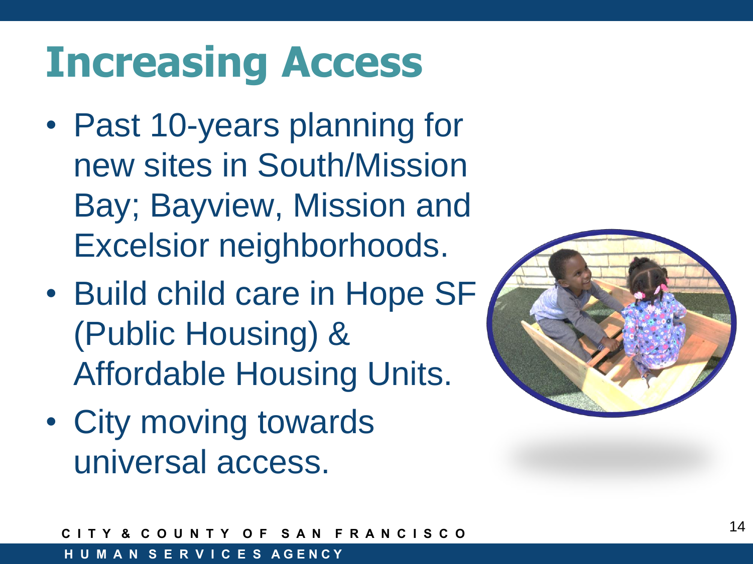# Increasing Access

- Past 10-years planning for new sites in South/Mission Bay; Bayview, Mission and Excelsior neighborhoods.
- Build child care in Hope SF (Public Housing) & Affordable Housing Units.
- City moving towards universal access.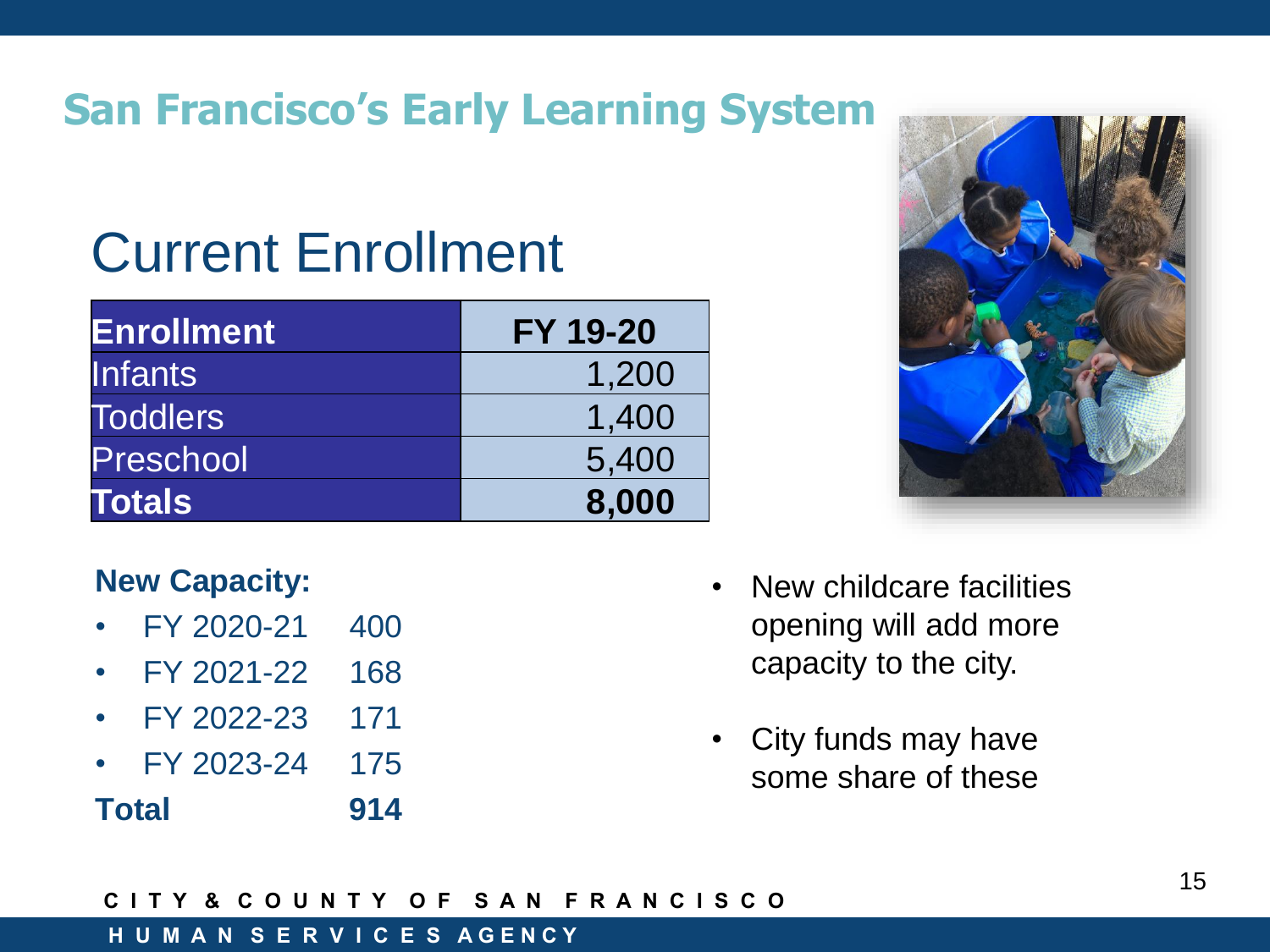# San Francisco's Early Learning System

## Current Enrollment

| Enrollment | FY 19-20 |
|---|---|
| Infants | 1,200 |
| Toddlers | 1,400 |
| Preschool | 5,400 |
| **Totals** | **8,000** |

**New Capacity:**

- FY 2020-21 400
- FY 2021-22 168
- FY 2022-23 171
- FY 2023-24 175

**Total 914**

- New childcare facilities opening will add more capacity to the city.
- City funds may have some share of these

CITY & COUNTY OF SAN FRANCISCO

HUMAN SERVICES AGENCY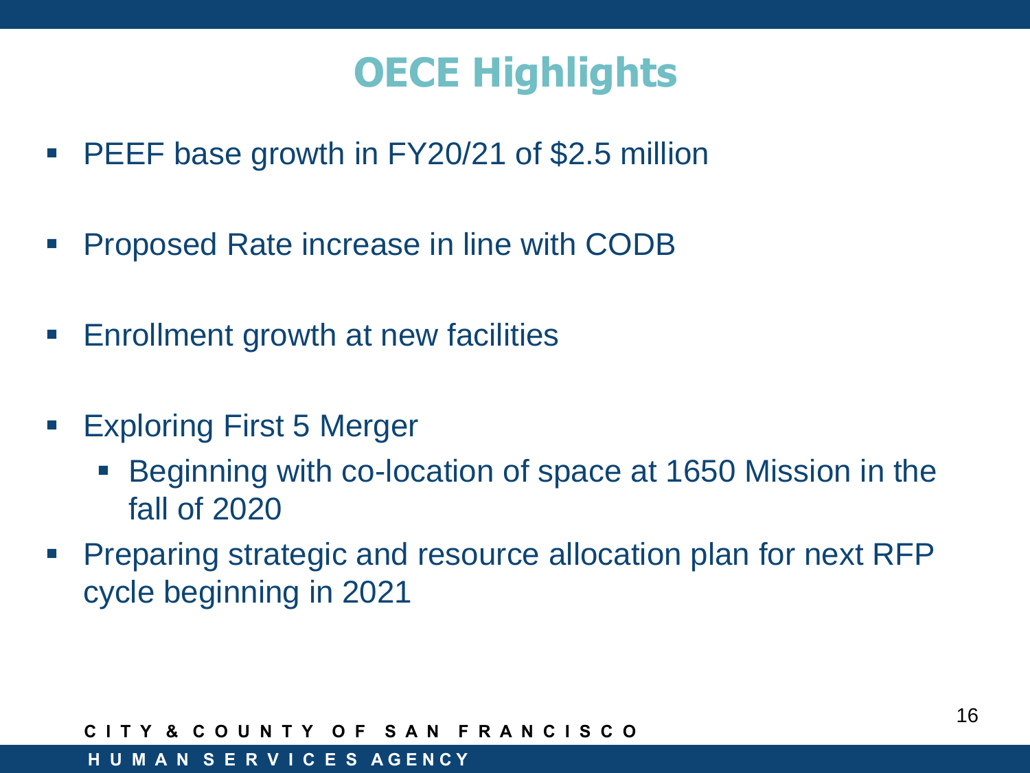# OECE Highlights

- PEEF base growth in FY20/21 of $2.5 million
- Proposed Rate increase in line with CODB
- Enrollment growth at new facilities
- Exploring First 5 Merger
  - Beginning with co-location of space at 1650 Mission in the fall of 2020
- Preparing strategic and resource allocation plan for next RFP cycle beginning in 2021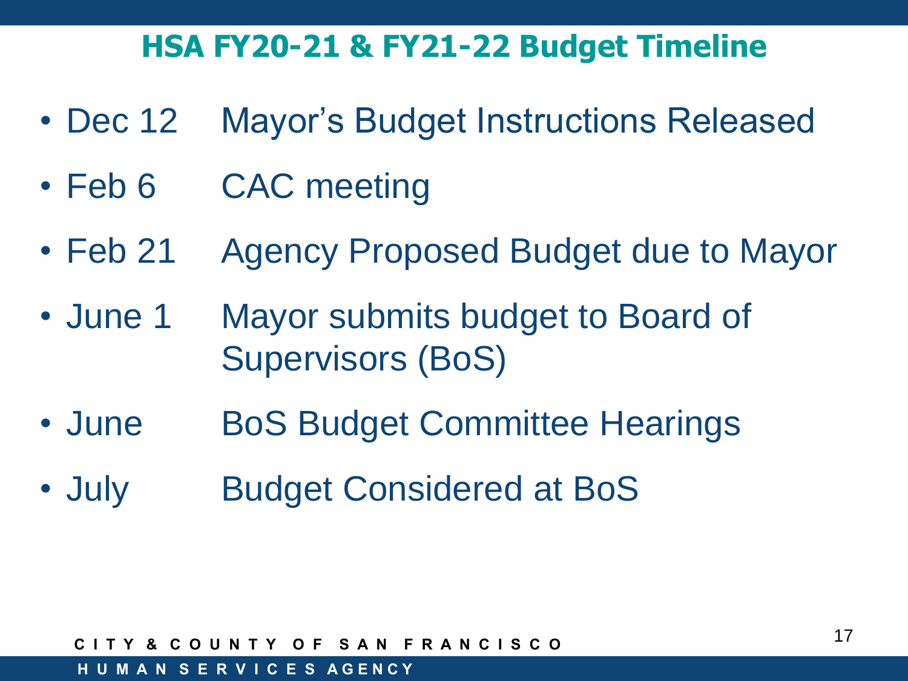# HSA FY20-21 & FY21-22 Budget Timeline

- Dec 12 Mayor's Budget Instructions Released
- Feb 6 CAC meeting
- Feb 21 Agency Proposed Budget due to Mayor
- June 1 Mayor submits budget to Board of Supervisors (BoS)
- June BoS Budget Committee Hearings
- July Budget Considered at BoS